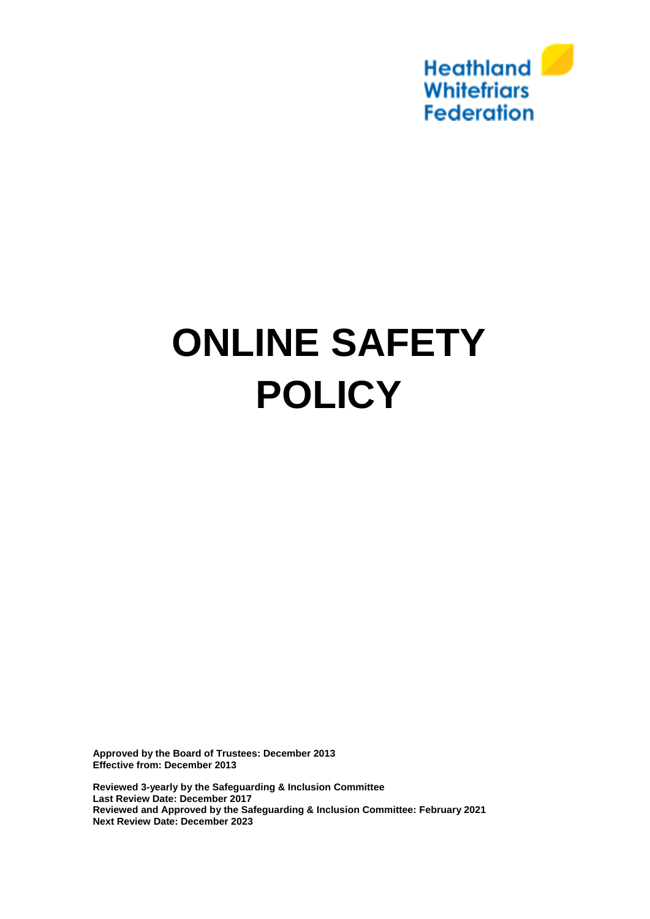Heathland Whitefriars Federation

# ONLINE SAFETY POLICY

**Approved by the Board of Trustees: December 2013**
**Effective from: December 2013**

**Reviewed 3-yearly by the Safeguarding & Inclusion Committee**
**Last Review Date: December 2017**
**Reviewed and Approved by the Safeguarding & Inclusion Committee: February 2021**
**Next Review Date: December 2023**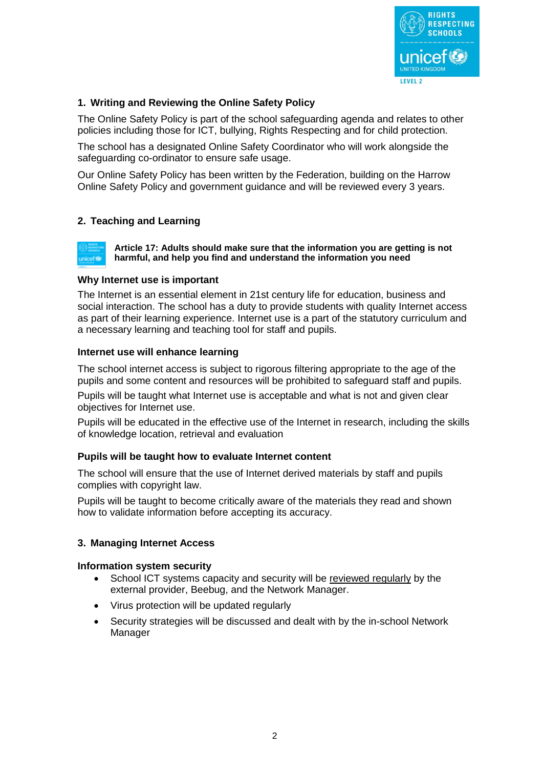## 1. Writing and Reviewing the Online Safety Policy

The Online Safety Policy is part of the school safeguarding agenda and relates to other policies including those for ICT, bullying, Rights Respecting and for child protection.

The school has a designated Online Safety Coordinator who will work alongside the safeguarding co-ordinator to ensure safe usage.

Our Online Safety Policy has been written by the Federation, building on the Harrow Online Safety Policy and government guidance and will be reviewed every 3 years.

## 2. Teaching and Learning

**Article 17: Adults should make sure that the information you are getting is not harmful, and help you find and understand the information you need**

### Why Internet use is important

The Internet is an essential element in 21st century life for education, business and social interaction. The school has a duty to provide students with quality Internet access as part of their learning experience. Internet use is a part of the statutory curriculum and a necessary learning and teaching tool for staff and pupils.

### Internet use will enhance learning

The school internet access is subject to rigorous filtering appropriate to the age of the pupils and some content and resources will be prohibited to safeguard staff and pupils.

Pupils will be taught what Internet use is acceptable and what is not and given clear objectives for Internet use.

Pupils will be educated in the effective use of the Internet in research, including the skills of knowledge location, retrieval and evaluation

### Pupils will be taught how to evaluate Internet content

The school will ensure that the use of Internet derived materials by staff and pupils complies with copyright law.

Pupils will be taught to become critically aware of the materials they read and shown how to validate information before accepting its accuracy.

## 3. Managing Internet Access

### Information system security

- School ICT systems capacity and security will be reviewed regularly by the external provider, Beebug, and the Network Manager.
- Virus protection will be updated regularly
- Security strategies will be discussed and dealt with by the in-school Network Manager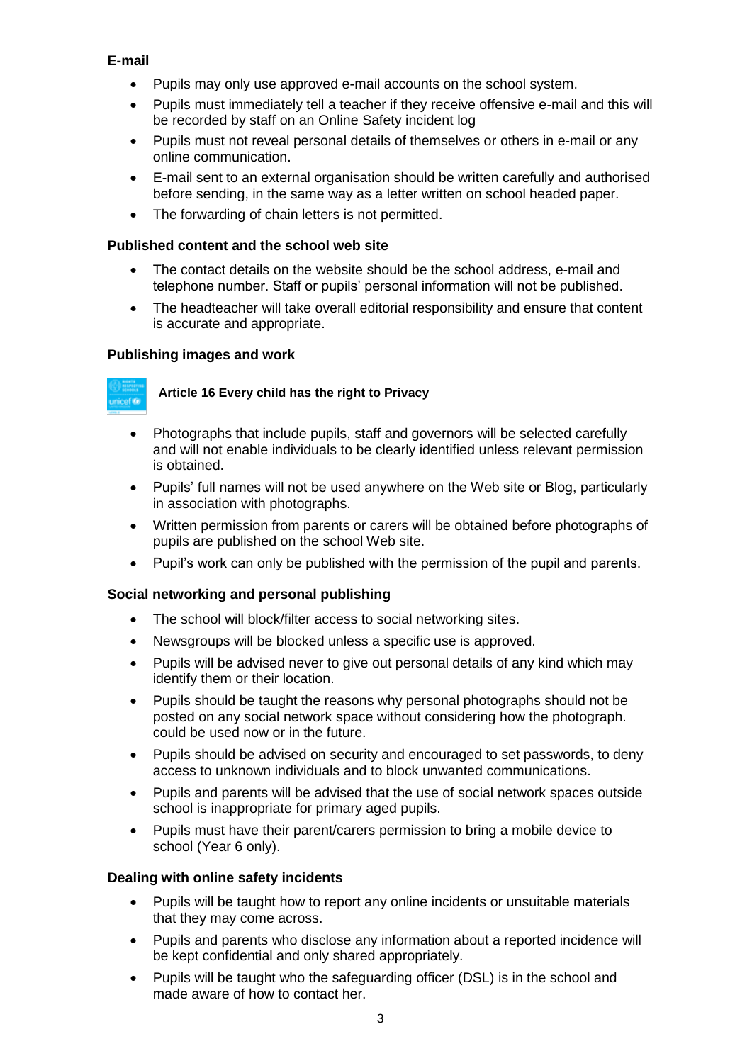### E-mail

- Pupils may only use approved e-mail accounts on the school system.
- Pupils must immediately tell a teacher if they receive offensive e-mail and this will be recorded by staff on an Online Safety incident log
- Pupils must not reveal personal details of themselves or others in e-mail or any online communication.
- E-mail sent to an external organisation should be written carefully and authorised before sending, in the same way as a letter written on school headed paper.
- The forwarding of chain letters is not permitted.

### Published content and the school web site

- The contact details on the website should be the school address, e-mail and telephone number. Staff or pupils' personal information will not be published.
- The headteacher will take overall editorial responsibility and ensure that content is accurate and appropriate.

### Publishing images and work

**Article 16 Every child has the right to Privacy**

- Photographs that include pupils, staff and governors will be selected carefully and will not enable individuals to be clearly identified unless relevant permission is obtained.
- Pupils' full names will not be used anywhere on the Web site or Blog, particularly in association with photographs.
- Written permission from parents or carers will be obtained before photographs of pupils are published on the school Web site.
- Pupil's work can only be published with the permission of the pupil and parents.

### Social networking and personal publishing

- The school will block/filter access to social networking sites.
- Newsgroups will be blocked unless a specific use is approved.
- Pupils will be advised never to give out personal details of any kind which may identify them or their location.
- Pupils should be taught the reasons why personal photographs should not be posted on any social network space without considering how the photograph. could be used now or in the future.
- Pupils should be advised on security and encouraged to set passwords, to deny access to unknown individuals and to block unwanted communications.
- Pupils and parents will be advised that the use of social network spaces outside school is inappropriate for primary aged pupils.
- Pupils must have their parent/carers permission to bring a mobile device to school (Year 6 only).

### Dealing with online safety incidents

- Pupils will be taught how to report any online incidents or unsuitable materials that they may come across.
- Pupils and parents who disclose any information about a reported incidence will be kept confidential and only shared appropriately.
- Pupils will be taught who the safeguarding officer (DSL) is in the school and made aware of how to contact her.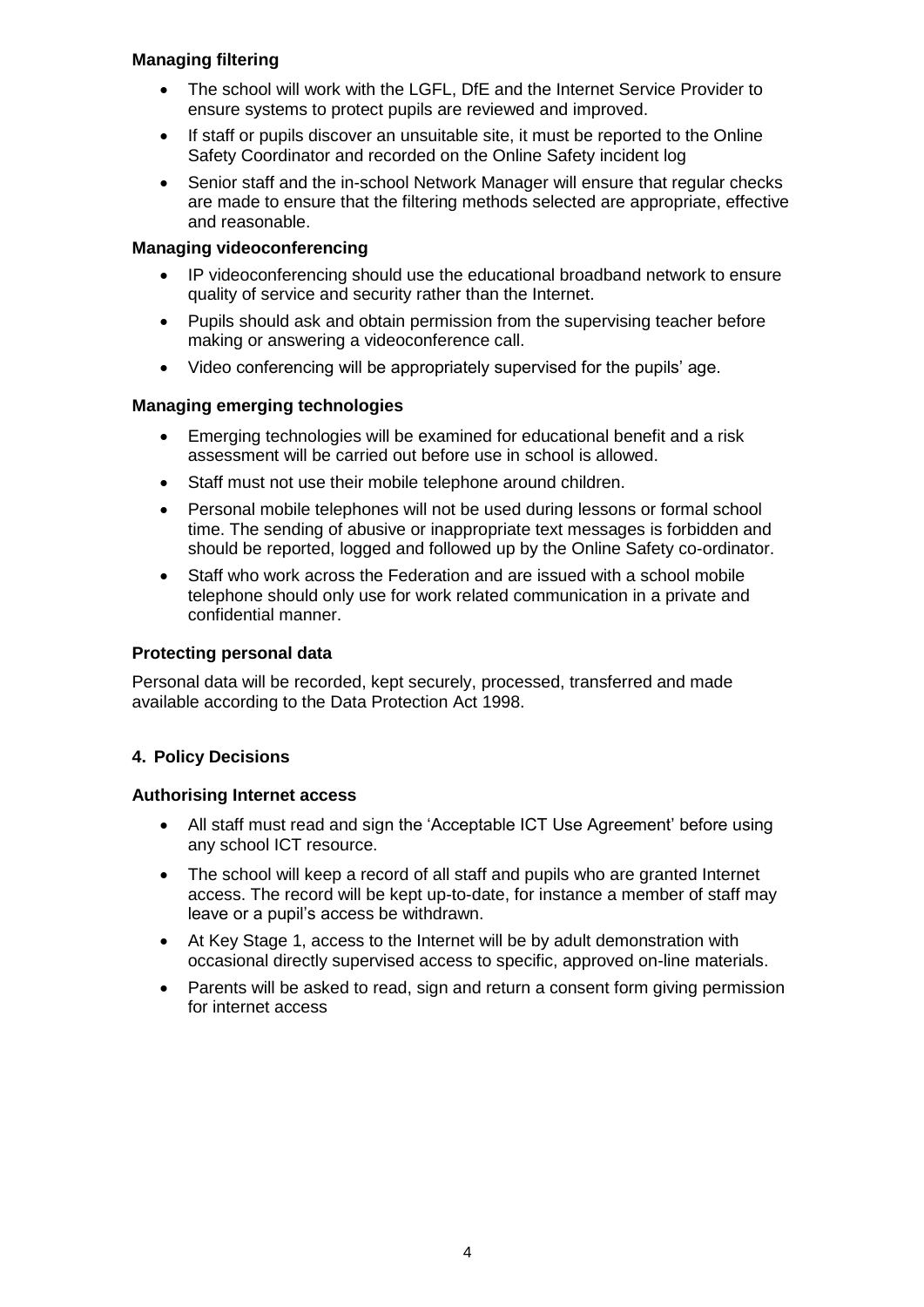**Managing filtering**

- The school will work with the LGFL, DfE and the Internet Service Provider to ensure systems to protect pupils are reviewed and improved.
- If staff or pupils discover an unsuitable site, it must be reported to the Online Safety Coordinator and recorded on the Online Safety incident log
- Senior staff and the in-school Network Manager will ensure that regular checks are made to ensure that the filtering methods selected are appropriate, effective and reasonable.

**Managing videoconferencing**

- IP videoconferencing should use the educational broadband network to ensure quality of service and security rather than the Internet.
- Pupils should ask and obtain permission from the supervising teacher before making or answering a videoconference call.
- Video conferencing will be appropriately supervised for the pupils' age.

**Managing emerging technologies**

- Emerging technologies will be examined for educational benefit and a risk assessment will be carried out before use in school is allowed.
- Staff must not use their mobile telephone around children.
- Personal mobile telephones will not be used during lessons or formal school time. The sending of abusive or inappropriate text messages is forbidden and should be reported, logged and followed up by the Online Safety co-ordinator.
- Staff who work across the Federation and are issued with a school mobile telephone should only use for work related communication in a private and confidential manner.

**Protecting personal data**

Personal data will be recorded, kept securely, processed, transferred and made available according to the Data Protection Act 1998.

**4. Policy Decisions**

**Authorising Internet access**

- All staff must read and sign the 'Acceptable ICT Use Agreement' before using any school ICT resource.
- The school will keep a record of all staff and pupils who are granted Internet access. The record will be kept up-to-date, for instance a member of staff may leave or a pupil's access be withdrawn.
- At Key Stage 1, access to the Internet will be by adult demonstration with occasional directly supervised access to specific, approved on-line materials.
- Parents will be asked to read, sign and return a consent form giving permission for internet access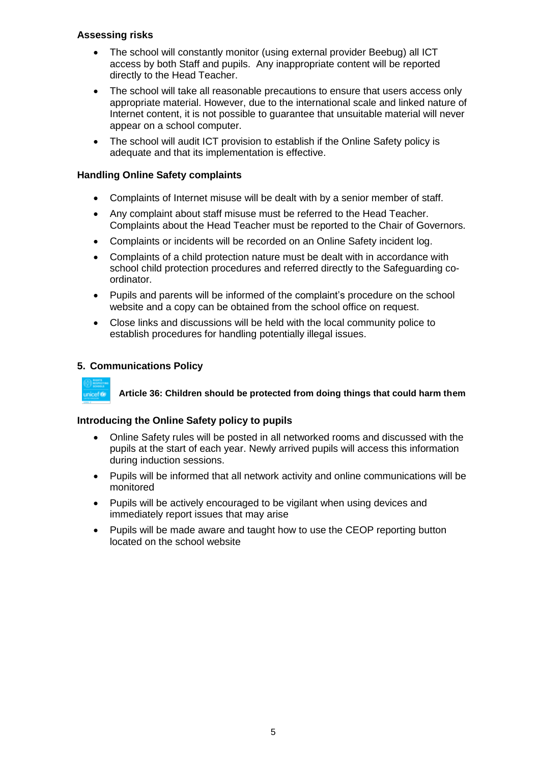### Assessing risks

- The school will constantly monitor (using external provider Beebug) all ICT access by both Staff and pupils. Any inappropriate content will be reported directly to the Head Teacher.
- The school will take all reasonable precautions to ensure that users access only appropriate material. However, due to the international scale and linked nature of Internet content, it is not possible to guarantee that unsuitable material will never appear on a school computer.
- The school will audit ICT provision to establish if the Online Safety policy is adequate and that its implementation is effective.

### Handling Online Safety complaints

- Complaints of Internet misuse will be dealt with by a senior member of staff.
- Any complaint about staff misuse must be referred to the Head Teacher. Complaints about the Head Teacher must be reported to the Chair of Governors.
- Complaints or incidents will be recorded on an Online Safety incident log.
- Complaints of a child protection nature must be dealt with in accordance with school child protection procedures and referred directly to the Safeguarding co-ordinator.
- Pupils and parents will be informed of the complaint's procedure on the school website and a copy can be obtained from the school office on request.
- Close links and discussions will be held with the local community police to establish procedures for handling potentially illegal issues.

## 5. Communications Policy

**Article 36: Children should be protected from doing things that could harm them**

### Introducing the Online Safety policy to pupils

- Online Safety rules will be posted in all networked rooms and discussed with the pupils at the start of each year. Newly arrived pupils will access this information during induction sessions.
- Pupils will be informed that all network activity and online communications will be monitored
- Pupils will be actively encouraged to be vigilant when using devices and immediately report issues that may arise
- Pupils will be made aware and taught how to use the CEOP reporting button located on the school website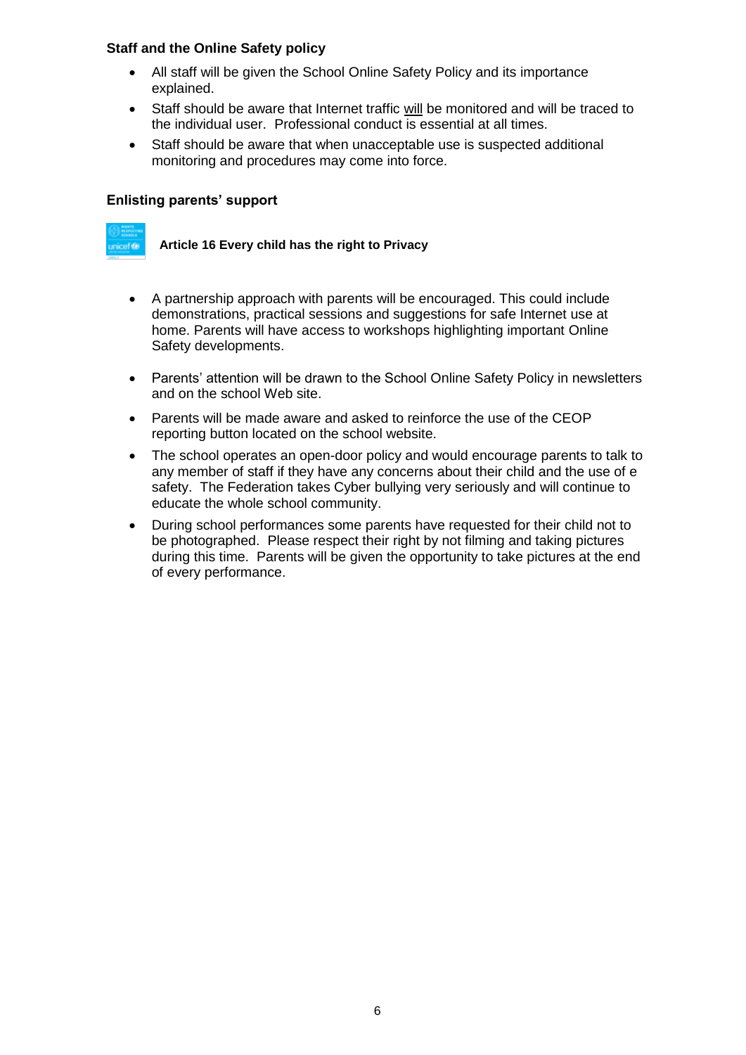**Staff and the Online Safety policy**

- All staff will be given the School Online Safety Policy and its importance explained.
- Staff should be aware that Internet traffic will be monitored and will be traced to the individual user. Professional conduct is essential at all times.
- Staff should be aware that when unacceptable use is suspected additional monitoring and procedures may come into force.

**Enlisting parents' support**

**Article 16 Every child has the right to Privacy**

- A partnership approach with parents will be encouraged. This could include demonstrations, practical sessions and suggestions for safe Internet use at home. Parents will have access to workshops highlighting important Online Safety developments.
- Parents' attention will be drawn to the School Online Safety Policy in newsletters and on the school Web site.
- Parents will be made aware and asked to reinforce the use of the CEOP reporting button located on the school website.
- The school operates an open-door policy and would encourage parents to talk to any member of staff if they have any concerns about their child and the use of e safety. The Federation takes Cyber bullying very seriously and will continue to educate the whole school community.
- During school performances some parents have requested for their child not to be photographed. Please respect their right by not filming and taking pictures during this time. Parents will be given the opportunity to take pictures at the end of every performance.